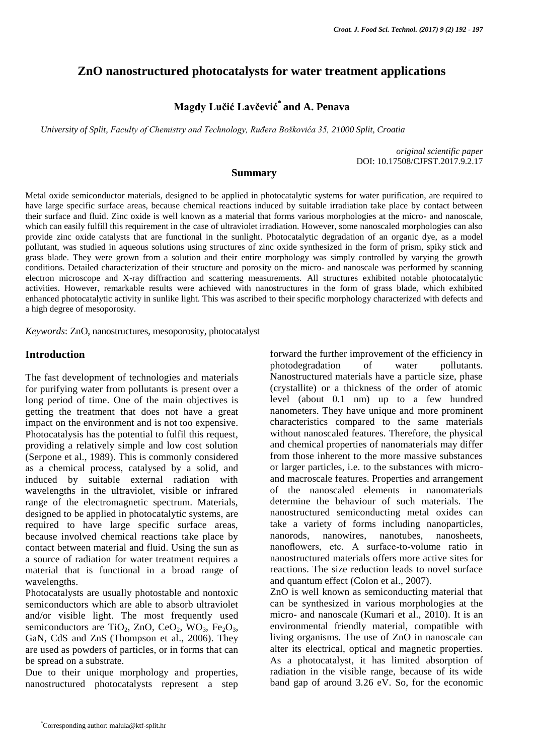# ZnO nanostructured photocatalysts for water treatment applications

**Magdy Lučić Lavčević*[*] and A. Penava**

*University of Split, Faculty of Chemistry and Technology, Ruđera Boškovića 35, 21000 Split, Croatia*

*original scientific paper*
DOI: 10.17508/CJFST.2017.9.2.17

## Summary

Metal oxide semiconductor materials, designed to be applied in photocatalytic systems for water purification, are required to have large specific surface areas, because chemical reactions induced by suitable irradiation take place by contact between their surface and fluid. Zinc oxide is well known as a material that forms various morphologies at the micro- and nanoscale, which can easily fulfill this requirement in the case of ultraviolet irradiation. However, some nanoscaled morphologies can also provide zinc oxide catalysts that are functional in the sunlight. Photocatalytic degradation of an organic dye, as a model pollutant, was studied in aqueous solutions using structures of zinc oxide synthesized in the form of prism, spiky stick and grass blade. They were grown from a solution and their entire morphology was simply controlled by varying the growth conditions. Detailed characterization of their structure and porosity on the micro- and nanoscale was performed by scanning electron microscope and X-ray diffraction and scattering measurements. All structures exhibited notable photocatalytic activities. However, remarkable results were achieved with nanostructures in the form of grass blade, which exhibited enhanced photocatalytic activity in sunlike light. This was ascribed to their specific morphology characterized with defects and a high degree of mesoporosity.

*Keywords*: ZnO, nanostructures, mesoporosity, photocatalyst

## Introduction

The fast development of technologies and materials for purifying water from pollutants is present over a long period of time. One of the main objectives is getting the treatment that does not have a great impact on the environment and is not too expensive. Photocatalysis has the potential to fulfil this request, providing a relatively simple and low cost solution (Serpone et al., 1989). This is commonly considered as a chemical process, catalysed by a solid, and induced by suitable external radiation with wavelengths in the ultraviolet, visible or infrared range of the electromagnetic spectrum. Materials, designed to be applied in photocatalytic systems, are required to have large specific surface areas, because involved chemical reactions take place by contact between material and fluid. Using the sun as a source of radiation for water treatment requires a material that is functional in a broad range of wavelengths.

Photocatalysts are usually photostable and nontoxic semiconductors which are able to absorb ultraviolet and/or visible light. The most frequently used semiconductors are $TiO_2$, ZnO, $CeO_2$, $WO_3$, $Fe_2O_3$, GaN, CdS and ZnS (Thompson et al., 2006). They are used as powders of particles, or in forms that can be spread on a substrate.

Due to their unique morphology and properties, nanostructured photocatalysts represent a step forward the further improvement of the efficiency in photodegradation of water pollutants. Nanostructured materials have a particle size, phase (crystallite) or a thickness of the order of atomic level (about 0.1 nm) up to a few hundred nanometers. They have unique and more prominent characteristics compared to the same materials without nanoscaled features. Therefore, the physical and chemical properties of nanomaterials may differ from those inherent to the more massive substances or larger particles, i.e. to the substances with micro- and macroscale features. Properties and arrangement of the nanoscaled elements in nanomaterials determine the behaviour of such materials. The nanostructured semiconducting metal oxides can take a variety of forms including nanoparticles, nanorods, nanowires, nanotubes, nanosheets, nanoflowers, etc. A surface-to-volume ratio in nanostructured materials offers more active sites for reactions. The size reduction leads to novel surface and quantum effect (Colon et al., 2007).

ZnO is well known as semiconducting material that can be synthesized in various morphologies at the micro- and nanoscale (Kumari et al., 2010). It is an environmental friendly material, compatible with living organisms. The use of ZnO in nanoscale can alter its electrical, optical and magnetic properties. As a photocatalyst, it has limited absorption of radiation in the visible range, because of its wide band gap of around 3.26 eV. So, for the economic

[*]Corresponding author: malula@ktf-split.hr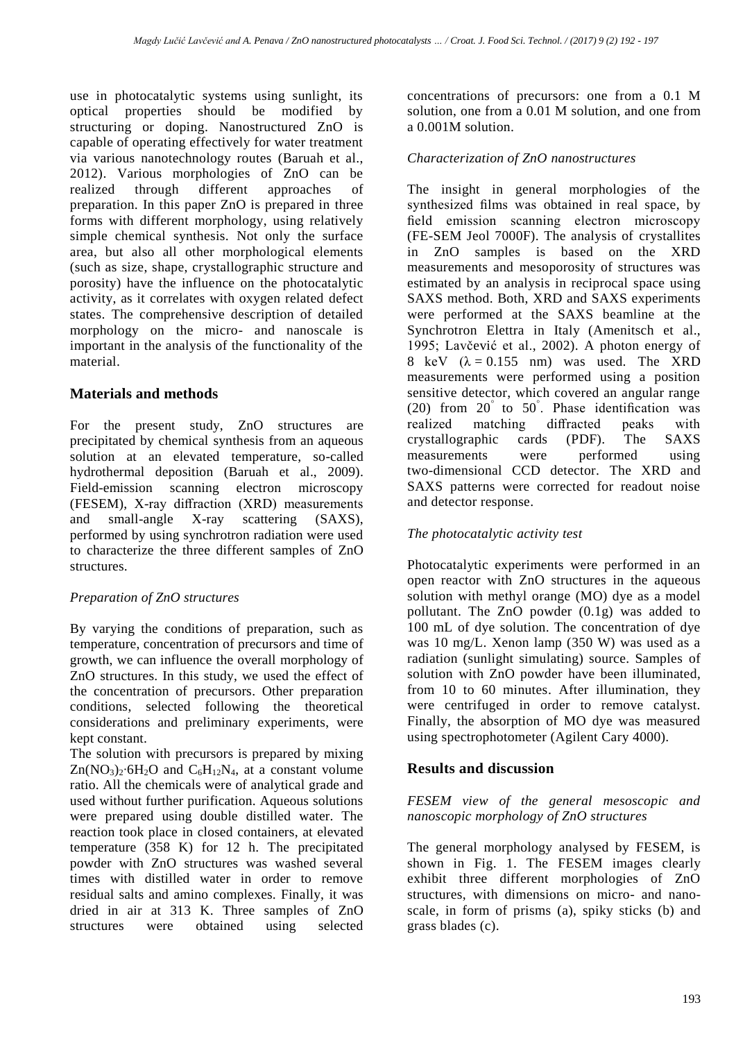use in photocatalytic systems using sunlight, its optical properties should be modified by structuring or doping. Nanostructured ZnO is capable of operating effectively for water treatment via various nanotechnology routes (Baruah et al., 2012). Various morphologies of ZnO can be realized through different approaches of preparation. In this paper ZnO is prepared in three forms with different morphology, using relatively simple chemical synthesis. Not only the surface area, but also all other morphological elements (such as size, shape, crystallographic structure and porosity) have the influence on the photocatalytic activity, as it correlates with oxygen related defect states. The comprehensive description of detailed morphology on the micro- and nanoscale is important in the analysis of the functionality of the material.

## Materials and methods

For the present study, ZnO structures are precipitated by chemical synthesis from an aqueous solution at an elevated temperature, so-called hydrothermal deposition (Baruah et al., 2009). Field-emission scanning electron microscopy (FESEM), X-ray diffraction (XRD) measurements and small-angle X-ray scattering (SAXS), performed by using synchrotron radiation were used to characterize the three different samples of ZnO structures.

### *Preparation of ZnO structures*

By varying the conditions of preparation, such as temperature, concentration of precursors and time of growth, we can influence the overall morphology of ZnO structures. In this study, we used the effect of the concentration of precursors. Other preparation conditions, selected following the theoretical considerations and preliminary experiments, were kept constant.

The solution with precursors is prepared by mixing $Zn(NO_3)_2 \cdot 6H_2O$ and $C_6H_{12}N_4$, at a constant volume ratio. All the chemicals were of analytical grade and used without further purification. Aqueous solutions were prepared using double distilled water. The reaction took place in closed containers, at elevated temperature (358 K) for 12 h. The precipitated powder with ZnO structures was washed several times with distilled water in order to remove residual salts and amino complexes. Finally, it was dried in air at 313 K. Three samples of ZnO structures were obtained using selected concentrations of precursors: one from a 0.1 M solution, one from a 0.01 M solution, and one from a 0.001M solution.

### *Characterization of ZnO nanostructures*

The insight in general morphologies of the synthesized films was obtained in real space, by field emission scanning electron microscopy (FE-SEM Jeol 7000F). The analysis of crystallites in ZnO samples is based on the XRD measurements and mesoporosity of structures was estimated by an analysis in reciprocal space using SAXS method. Both, XRD and SAXS experiments were performed at the SAXS beamline at the Synchrotron Elettra in Italy (Amenitsch et al., 1995; Lavčević et al., 2002). A photon energy of 8 keV ($\lambda = 0.155$ nm) was used. The XRD measurements were performed using a position sensitive detector, which covered an angular range ($2\theta$) from $20^{\circ}$ to $50^{\circ}$. Phase identification was realized matching diffracted peaks with crystallographic cards (PDF). The SAXS measurements were performed using two-dimensional CCD detector. The XRD and SAXS patterns were corrected for readout noise and detector response.

### *The photocatalytic activity test*

Photocatalytic experiments were performed in an open reactor with ZnO structures in the aqueous solution with methyl orange (MO) dye as a model pollutant. The ZnO powder (0.1g) was added to 100 mL of dye solution. The concentration of dye was 10 mg/L. Xenon lamp (350 W) was used as a radiation (sunlight simulating) source. Samples of solution with ZnO powder have been illuminated, from 10 to 60 minutes. After illumination, they were centrifuged in order to remove catalyst. Finally, the absorption of MO dye was measured using spectrophotometer (Agilent Cary 4000).

## Results and discussion

### *FESEM view of the general mesoscopic and nanoscopic morphology of ZnO structures*

The general morphology analysed by FESEM, is shown in Fig. 1. The FESEM images clearly exhibit three different morphologies of ZnO structures, with dimensions on micro- and nano-scale, in form of prisms (a), spiky sticks (b) and grass blades (c).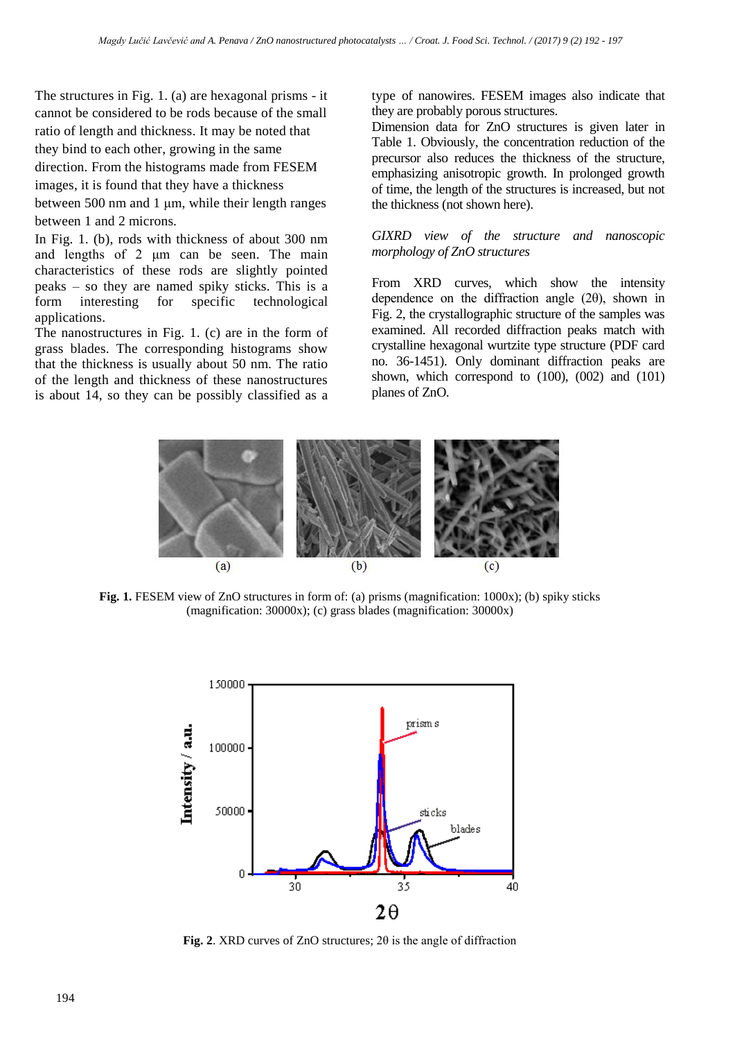The structures in Fig. 1. (a) are hexagonal prisms - it cannot be considered to be rods because of the small ratio of length and thickness. It may be noted that they bind to each other, growing in the same direction. From the histograms made from FESEM images, it is found that they have a thickness between 500 nm and 1 µm, while their length ranges between 1 and 2 microns.

In Fig. 1. (b), rods with thickness of about 300 nm and lengths of 2 µm can be seen. The main characteristics of these rods are slightly pointed peaks – so they are named spiky sticks. This is a form interesting for specific technological applications.

The nanostructures in Fig. 1. (c) are in the form of grass blades. The corresponding histograms show that the thickness is usually about 50 nm. The ratio of the length and thickness of these nanostructures is about 14, so they can be possibly classified as a type of nanowires. FESEM images also indicate that they are probably porous structures.

Dimension data for ZnO structures is given later in Table 1. Obviously, the concentration reduction of the precursor also reduces the thickness of the structure, emphasizing anisotropic growth. In prolonged growth of time, the length of the structures is increased, but not the thickness (not shown here).

*GIXRD view of the structure and nanoscopic morphology of ZnO structures*

From XRD curves, which show the intensity dependence on the diffraction angle (2θ), shown in Fig. 2, the crystallographic structure of the samples was examined. All recorded diffraction peaks match with crystalline hexagonal wurtzite type structure (PDF card no. 36-1451). Only dominant diffraction peaks are shown, which correspond to (100), (002) and (101) planes of ZnO.

**Fig. 1.** FESEM view of ZnO structures in form of: (a) prisms (magnification: 1000x); (b) spiky sticks (magnification: 30000x); (c) grass blades (magnification: 30000x)

**Fig. 2**. XRD curves of ZnO structures; 2θ is the angle of diffraction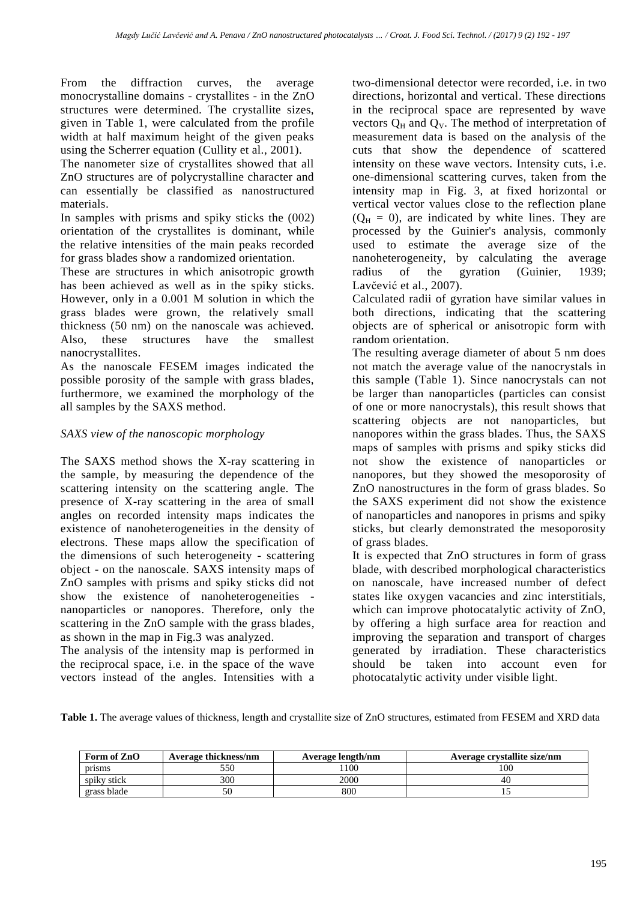From the diffraction curves, the average monocrystalline domains - crystallites - in the ZnO structures were determined. The crystallite sizes, given in Table 1, were calculated from the profile width at half maximum height of the given peaks using the Scherrer equation (Cullity et al., 2001).
The nanometer size of crystallites showed that all ZnO structures are of polycrystalline character and can essentially be classified as nanostructured materials.
In samples with prisms and spiky sticks the (002) orientation of the crystallites is dominant, while the relative intensities of the main peaks recorded for grass blades show a randomized orientation.
These are structures in which anisotropic growth has been achieved as well as in the spiky sticks. However, only in a 0.001 M solution in which the grass blades were grown, the relatively small thickness (50 nm) on the nanoscale was achieved. Also, these structures have the smallest nanocrystallites.
As the nanoscale FESEM images indicated the possible porosity of the sample with grass blades, furthermore, we examined the morphology of the all samples by the SAXS method.

### *SAXS view of the nanoscopic morphology*

The SAXS method shows the X-ray scattering in the sample, by measuring the dependence of the scattering intensity on the scattering angle. The presence of X-ray scattering in the area of small angles on recorded intensity maps indicates the existence of nanoheterogeneities in the density of electrons. These maps allow the specification of the dimensions of such heterogeneity - scattering object - on the nanoscale. SAXS intensity maps of ZnO samples with prisms and spiky sticks did not show the existence of nanoheterogeneities - nanoparticles or nanopores. Therefore, only the scattering in the ZnO sample with the grass blades, as shown in the map in Fig.3 was analyzed.
The analysis of the intensity map is performed in the reciprocal space, i.e. in the space of the wave vectors instead of the angles. Intensities with a two-dimensional detector were recorded, i.e. in two directions, horizontal and vertical. These directions in the reciprocal space are represented by wave vectors $Q_H$ and $Q_V$. The method of interpretation of measurement data is based on the analysis of the cuts that show the dependence of scattered intensity on these wave vectors. Intensity cuts, i.e. one-dimensional scattering curves, taken from the intensity map in Fig. 3, at fixed horizontal or vertical vector values close to the reflection plane ($Q_H = 0$), are indicated by white lines. They are processed by the Guinier's analysis, commonly used to estimate the average size of the nanoheterogeneity, by calculating the average radius of the gyration (Guinier, 1939; Lavčević et al., 2007).
Calculated radii of gyration have similar values in both directions, indicating that the scattering objects are of spherical or anisotropic form with random orientation.
The resulting average diameter of about 5 nm does not match the average value of the nanocrystals in this sample (Table 1). Since nanocrystals can not be larger than nanoparticles (particles can consist of one or more nanocrystals), this result shows that scattering objects are not nanoparticles, but nanopores within the grass blades. Thus, the SAXS maps of samples with prisms and spiky sticks did not show the existence of nanoparticles or nanopores, but they showed the mesoporosity of ZnO nanostructures in the form of grass blades. So the SAXS experiment did not show the existence of nanoparticles and nanopores in prisms and spiky sticks, but clearly demonstrated the mesoporosity of grass blades.
It is expected that ZnO structures in form of grass blade, with described morphological characteristics on nanoscale, have increased number of defect states like oxygen vacancies and zinc interstitials, which can improve photocatalytic activity of ZnO, by offering a high surface area for reaction and improving the separation and transport of charges generated by irradiation. These characteristics should be taken into account even for photocatalytic activity under visible light.

**Table 1.** The average values of thickness, length and crystallite size of ZnO structures, estimated from FESEM and XRD data

| Form of ZnO | Average thickness/nm | Average length/nm | Average crystallite size/nm |
|---|---|---|---|
| prisms | 550 | 1100 | 100 |
| spiky stick | 300 | 2000 | 40 |
| grass blade | 50 | 800 | 15 |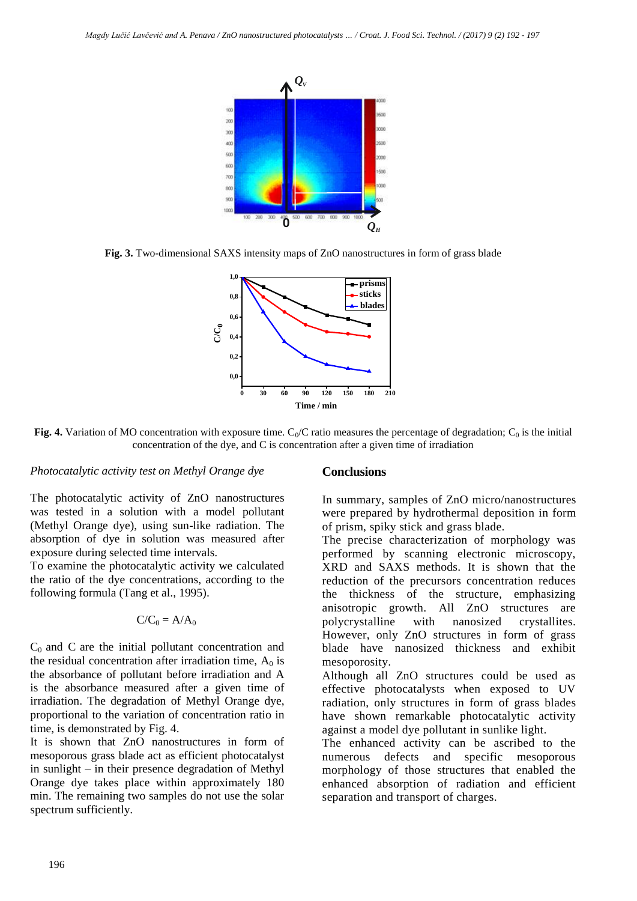**Fig. 3.** Two-dimensional SAXS intensity maps of ZnO nanostructures in form of grass blade

**Fig. 4.** Variation of MO concentration with exposure time. $C_0/C$ ratio measures the percentage of degradation; $C_0$ is the initial concentration of the dye, and C is concentration after a given time of irradiation

*Photocatalytic activity test on Methyl Orange dye*

The photocatalytic activity of ZnO nanostructures was tested in a solution with a model pollutant (Methyl Orange dye), using sun-like radiation. The absorption of dye in solution was measured after exposure during selected time intervals.

To examine the photocatalytic activity we calculated the ratio of the dye concentrations, according to the following formula (Tang et al., 1995).

$$C/C_0 = A/A_0$$

$C_0$ and C are the initial pollutant concentration and the residual concentration after irradiation time, $A_0$ is the absorbance of pollutant before irradiation and A is the absorbance measured after a given time of irradiation. The degradation of Methyl Orange dye, proportional to the variation of concentration ratio in time, is demonstrated by Fig. 4.

It is shown that ZnO nanostructures in form of mesoporous grass blade act as efficient photocatalyst in sunlight – in their presence degradation of Methyl Orange dye takes place within approximately 180 min. The remaining two samples do not use the solar spectrum sufficiently.

## Conclusions

In summary, samples of ZnO micro/nanostructures were prepared by hydrothermal deposition in form of prism, spiky stick and grass blade.

The precise characterization of morphology was performed by scanning electronic microscopy, XRD and SAXS methods. It is shown that the reduction of the precursors concentration reduces the thickness of the structure, emphasizing anisotropic growth. All ZnO structures are polycrystalline with nanosized crystallites. However, only ZnO structures in form of grass blade have nanosized thickness and exhibit mesoporosity.

Although all ZnO structures could be used as effective photocatalysts when exposed to UV radiation, only structures in form of grass blades have shown remarkable photocatalytic activity against a model dye pollutant in sunlike light.

The enhanced activity can be ascribed to the numerous defects and specific mesoporous morphology of those structures that enabled the enhanced absorption of radiation and efficient separation and transport of charges.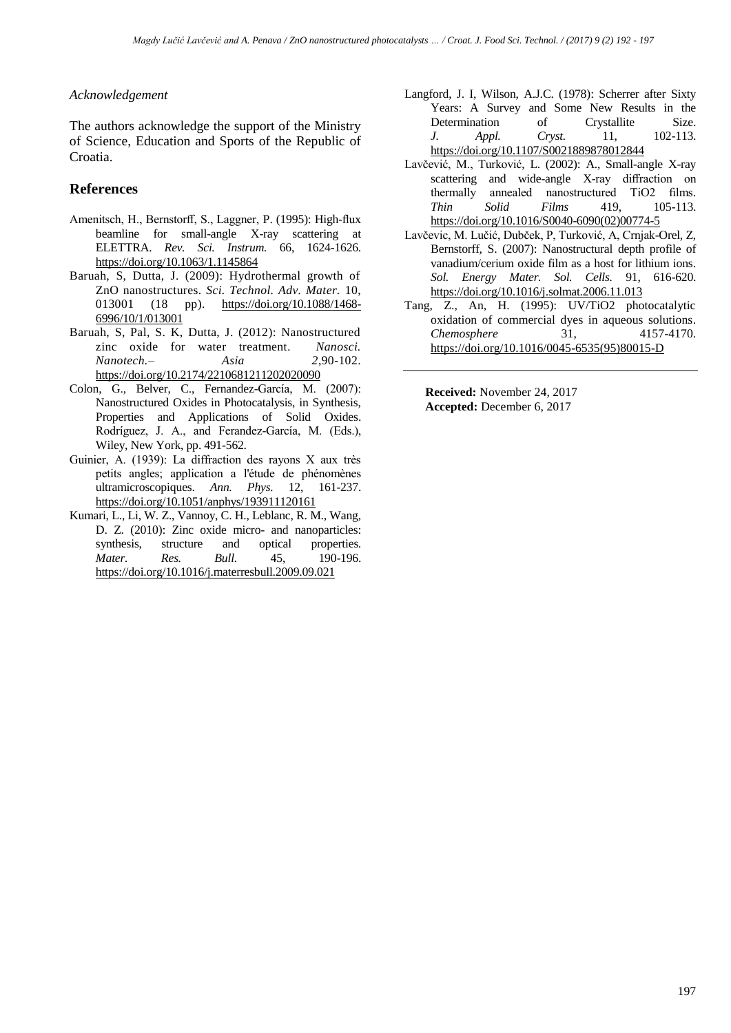*Acknowledgement*

The authors acknowledge the support of the Ministry of Science, Education and Sports of the Republic of Croatia.

## References

Amenitsch, H., Bernstorff, S., Laggner, P. (1995): High-flux beamline for small-angle X-ray scattering at ELETTRA. *Rev. Sci. Instrum.* 66, 1624-1626. https://doi.org/10.1063/1.1145864

Baruah, S, Dutta, J. (2009): Hydrothermal growth of ZnO nanostructures. *Sci. Technol. Adv. Mater.* 10, 013001 (18 pp). https://doi.org/10.1088/1468-6996/10/1/013001

Baruah, S, Pal, S. K, Dutta, J. (2012): Nanostructured zinc oxide for water treatment. *Nanosci. Nanotech.– Asia 2*,90-102. https://doi.org/10.2174/2210681211202020090

Colon, G., Belver, C., Fernandez-García, M. (2007): Nanostructured Oxides in Photocatalysis, in Synthesis, Properties and Applications of Solid Oxides. Rodríguez, J. A., and Ferandez-García, M. (Eds.), Wiley, New York, pp. 491-562.

Guinier, A. (1939): La diffraction des rayons X aux très petits angles; application a l'étude de phénomènes ultramicroscopiques. *Ann. Phys.* 12, 161-237. https://doi.org/10.1051/anphys/193911120161

Kumari, L., Li, W. Z., Vannoy, C. H., Leblanc, R. M., Wang, D. Z. (2010): Zinc oxide micro- and nanoparticles: synthesis, structure and optical properties. *Mater. Res. Bull.* 45, 190-196. https://doi.org/10.1016/j.materresbull.2009.09.021

Langford, J. I, Wilson, A.J.C. (1978): Scherrer after Sixty Years: A Survey and Some New Results in the Determination of Crystallite Size. *J. Appl. Cryst.* 11, 102-113. https://doi.org/10.1107/S0021889878012844

Lavčević, M., Turković, L. (2002): A., Small-angle X-ray scattering and wide-angle X-ray diffraction on thermally annealed nanostructured TiO2 films. *Thin Solid Films* 419, 105-113. https://doi.org/10.1016/S0040-6090(02)00774-5

Lavčevic, M. Lučić, Dubček, P, Turković, A, Crnjak-Orel, Z, Bernstorff, S. (2007): Nanostructural depth profile of vanadium/cerium oxide film as a host for lithium ions. *Sol. Energy Mater. Sol. Cells.* 91, 616-620. https://doi.org/10.1016/j.solmat.2006.11.013

Tang, Z., An, H. (1995): UV/TiO2 photocatalytic oxidation of commercial dyes in aqueous solutions. *Chemosphere* 31, 4157-4170. https://doi.org/10.1016/0045-6535(95)80015-D

**Received:** November 24, 2017
**Accepted:** December 6, 2017